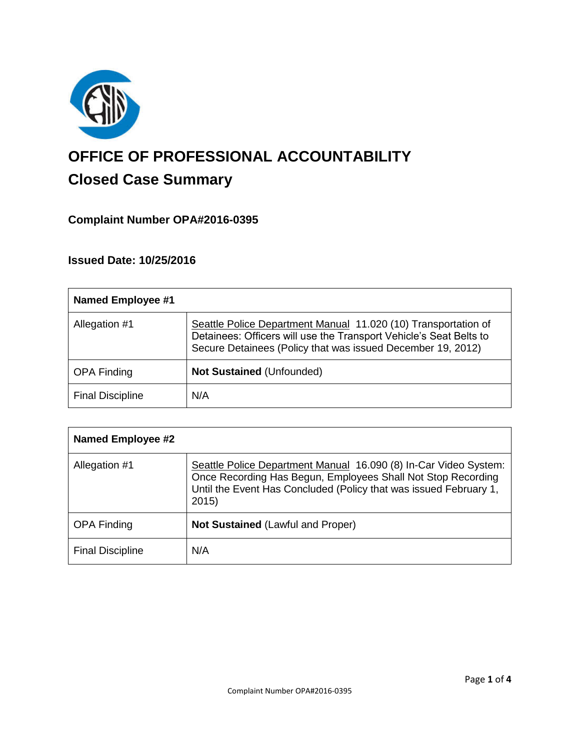# OFFICE OF PROFESSIONAL ACCOUNTABILITY

## Closed Case Summary

### Complaint Number OPA#2016-0395

### Issued Date: 10/25/2016

| **Named Employee #1** | |
|---|---|
| Allegation #1 | Seattle Police Department Manual 11.020 (10) Transportation of Detainees: Officers will use the Transport Vehicle's Seat Belts to Secure Detainees (Policy that was issued December 19, 2012) |
| OPA Finding | **Not Sustained** (Unfounded) |
| Final Discipline | N/A |

| **Named Employee #2** | |
|---|---|
| Allegation #1 | Seattle Police Department Manual 16.090 (8) In-Car Video System: Once Recording Has Begun, Employees Shall Not Stop Recording Until the Event Has Concluded (Policy that was issued February 1, 2015) |
| OPA Finding | **Not Sustained** (Lawful and Proper) |
| Final Discipline | N/A |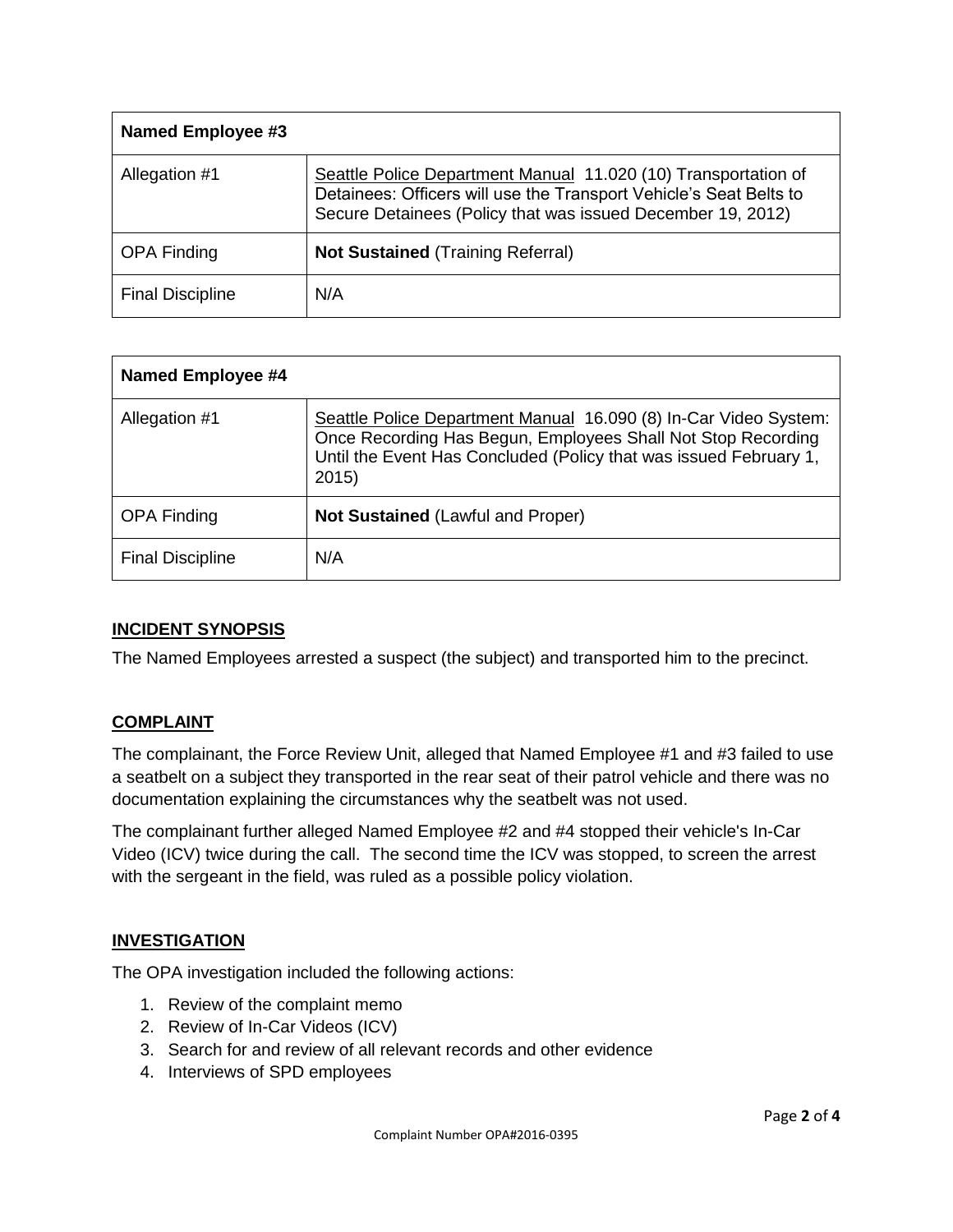| Named Employee #3 | |
|---|---|
| Allegation #1 | Seattle Police Department Manual 11.020 (10) Transportation of Detainees: Officers will use the Transport Vehicle's Seat Belts to Secure Detainees (Policy that was issued December 19, 2012) |
| OPA Finding | **Not Sustained** (Training Referral) |
| Final Discipline | N/A |

| Named Employee #4 | |
|---|---|
| Allegation #1 | Seattle Police Department Manual 16.090 (8) In-Car Video System: Once Recording Has Begun, Employees Shall Not Stop Recording Until the Event Has Concluded (Policy that was issued February 1, 2015) |
| OPA Finding | **Not Sustained** (Lawful and Proper) |
| Final Discipline | N/A |

## INCIDENT SYNOPSIS

The Named Employees arrested a suspect (the subject) and transported him to the precinct.

## COMPLAINT

The complainant, the Force Review Unit, alleged that Named Employee #1 and #3 failed to use a seatbelt on a subject they transported in the rear seat of their patrol vehicle and there was no documentation explaining the circumstances why the seatbelt was not used.

The complainant further alleged Named Employee #2 and #4 stopped their vehicle's In-Car Video (ICV) twice during the call. The second time the ICV was stopped, to screen the arrest with the sergeant in the field, was ruled as a possible policy violation.

## INVESTIGATION

The OPA investigation included the following actions:

1. Review of the complaint memo
2. Review of In-Car Videos (ICV)
3. Search for and review of all relevant records and other evidence
4. Interviews of SPD employees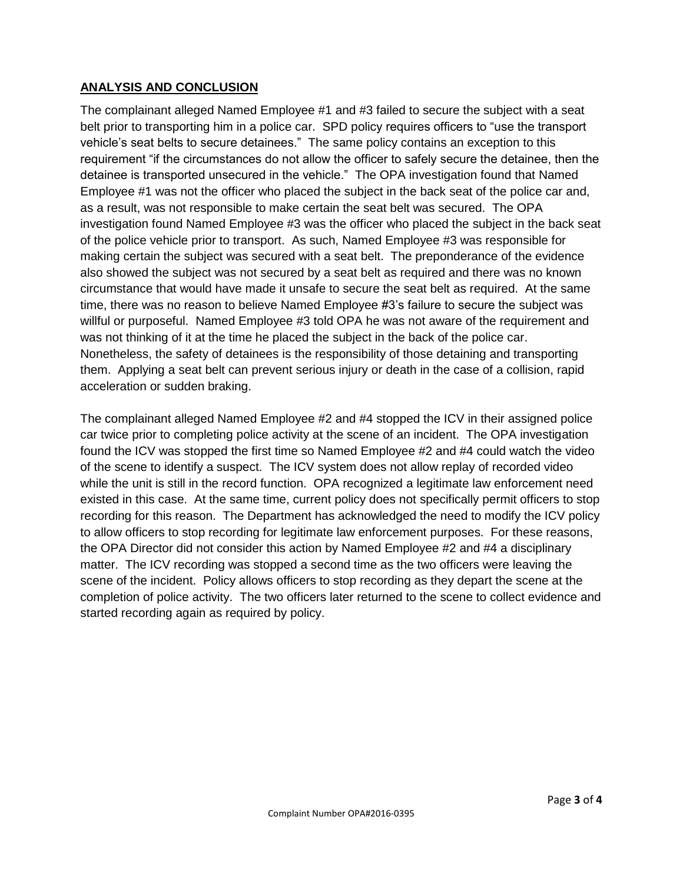## ANALYSIS AND CONCLUSION

The complainant alleged Named Employee #1 and #3 failed to secure the subject with a seat belt prior to transporting him in a police car. SPD policy requires officers to "use the transport vehicle's seat belts to secure detainees." The same policy contains an exception to this requirement "if the circumstances do not allow the officer to safely secure the detainee, then the detainee is transported unsecured in the vehicle." The OPA investigation found that Named Employee #1 was not the officer who placed the subject in the back seat of the police car and, as a result, was not responsible to make certain the seat belt was secured. The OPA investigation found Named Employee #3 was the officer who placed the subject in the back seat of the police vehicle prior to transport. As such, Named Employee #3 was responsible for making certain the subject was secured with a seat belt. The preponderance of the evidence also showed the subject was not secured by a seat belt as required and there was no known circumstance that would have made it unsafe to secure the seat belt as required. At the same time, there was no reason to believe Named Employee #3's failure to secure the subject was willful or purposeful. Named Employee #3 told OPA he was not aware of the requirement and was not thinking of it at the time he placed the subject in the back of the police car. Nonetheless, the safety of detainees is the responsibility of those detaining and transporting them. Applying a seat belt can prevent serious injury or death in the case of a collision, rapid acceleration or sudden braking.

The complainant alleged Named Employee #2 and #4 stopped the ICV in their assigned police car twice prior to completing police activity at the scene of an incident. The OPA investigation found the ICV was stopped the first time so Named Employee #2 and #4 could watch the video of the scene to identify a suspect. The ICV system does not allow replay of recorded video while the unit is still in the record function. OPA recognized a legitimate law enforcement need existed in this case. At the same time, current policy does not specifically permit officers to stop recording for this reason. The Department has acknowledged the need to modify the ICV policy to allow officers to stop recording for legitimate law enforcement purposes. For these reasons, the OPA Director did not consider this action by Named Employee #2 and #4 a disciplinary matter. The ICV recording was stopped a second time as the two officers were leaving the scene of the incident. Policy allows officers to stop recording as they depart the scene at the completion of police activity. The two officers later returned to the scene to collect evidence and started recording again as required by policy.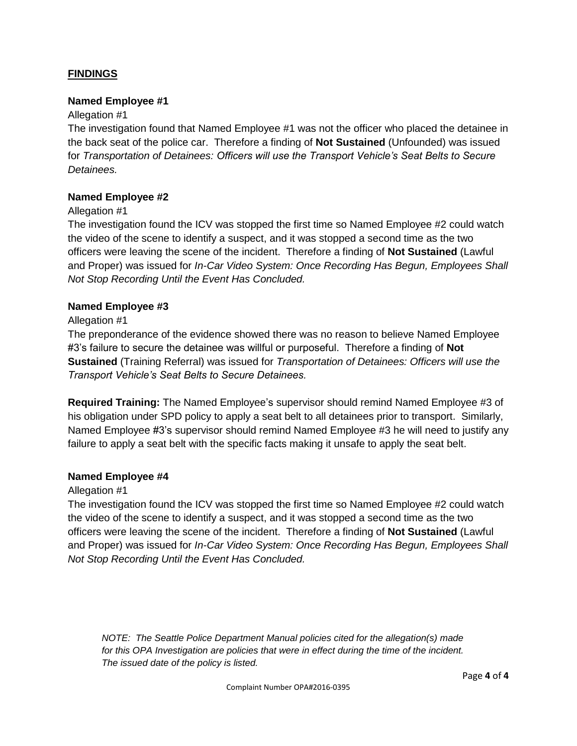## FINDINGS

### Named Employee #1

Allegation #1

The investigation found that Named Employee #1 was not the officer who placed the detainee in the back seat of the police car. Therefore a finding of **Not Sustained** (Unfounded) was issued for *Transportation of Detainees: Officers will use the Transport Vehicle's Seat Belts to Secure Detainees.*

### Named Employee #2

Allegation #1

The investigation found the ICV was stopped the first time so Named Employee #2 could watch the video of the scene to identify a suspect, and it was stopped a second time as the two officers were leaving the scene of the incident. Therefore a finding of **Not Sustained** (Lawful and Proper) was issued for *In-Car Video System: Once Recording Has Begun, Employees Shall Not Stop Recording Until the Event Has Concluded.*

### Named Employee #3

Allegation #1

The preponderance of the evidence showed there was no reason to believe Named Employee #3's failure to secure the detainee was willful or purposeful. Therefore a finding of **Not Sustained** (Training Referral) was issued for *Transportation of Detainees: Officers will use the Transport Vehicle's Seat Belts to Secure Detainees.*

**Required Training:** The Named Employee's supervisor should remind Named Employee #3 of his obligation under SPD policy to apply a seat belt to all detainees prior to transport. Similarly, Named Employee #3's supervisor should remind Named Employee #3 he will need to justify any failure to apply a seat belt with the specific facts making it unsafe to apply the seat belt.

### Named Employee #4

Allegation #1

The investigation found the ICV was stopped the first time so Named Employee #2 could watch the video of the scene to identify a suspect, and it was stopped a second time as the two officers were leaving the scene of the incident. Therefore a finding of **Not Sustained** (Lawful and Proper) was issued for *In-Car Video System: Once Recording Has Begun, Employees Shall Not Stop Recording Until the Event Has Concluded.*

*NOTE: The Seattle Police Department Manual policies cited for the allegation(s) made for this OPA Investigation are policies that were in effect during the time of the incident. The issued date of the policy is listed.*

Complaint Number OPA#2016-0395